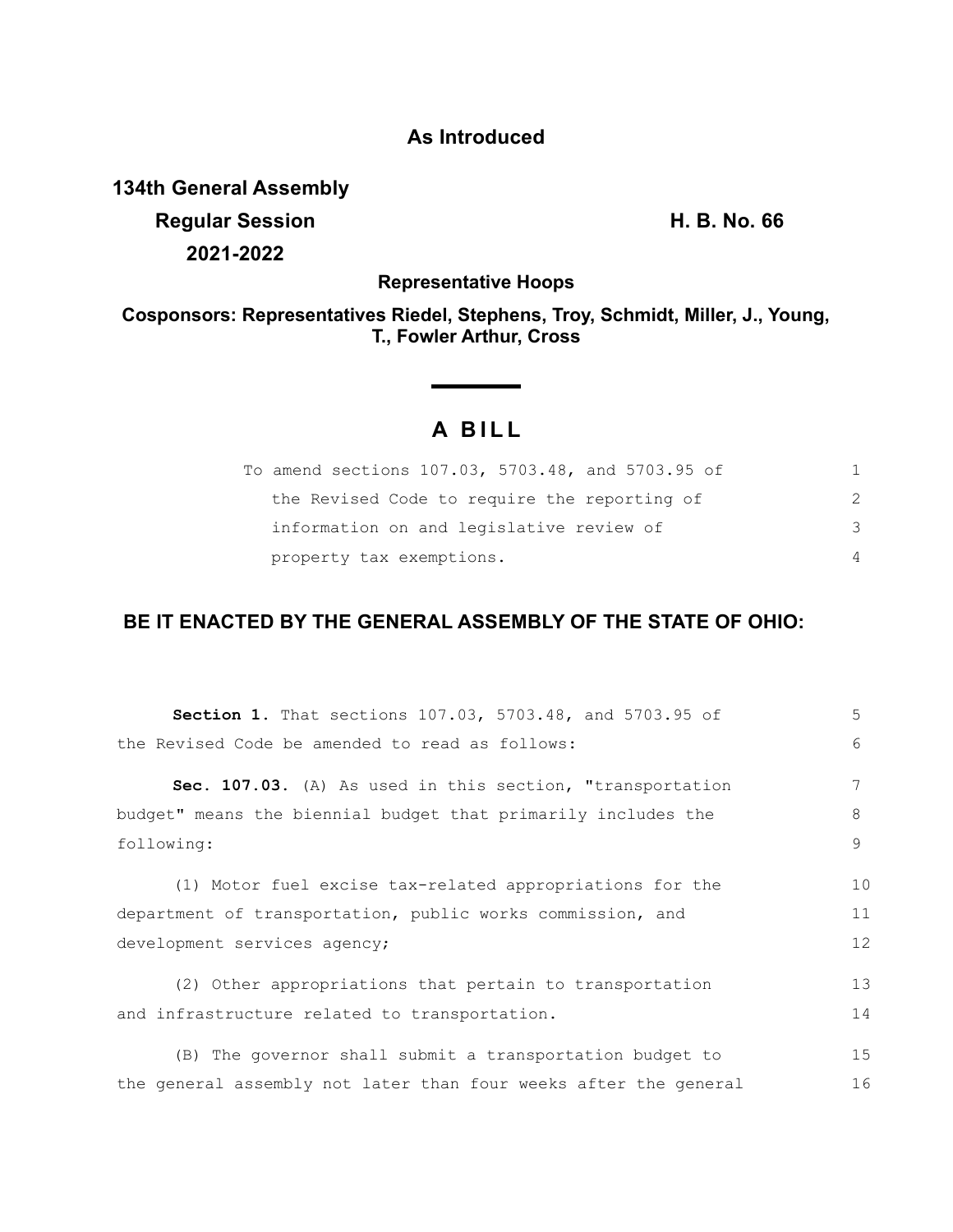**As Introduced**

**134th General Assembly**
**Regular Session** **H. B. No. 66**
**2021-2022**

**Representative Hoops**

**Cosponsors: Representatives Riedel, Stephens, Troy, Schmidt, Miller, J., Young, T., Fowler Arthur, Cross**

# A BILL

To amend sections 107.03, 5703.48, and 5703.95 of the Revised Code to require the reporting of information on and legislative review of property tax exemptions.

**BE IT ENACTED BY THE GENERAL ASSEMBLY OF THE STATE OF OHIO:**

**Section 1.** That sections 107.03, 5703.48, and 5703.95 of the Revised Code be amended to read as follows:

**Sec. 107.03.** (A) As used in this section, "transportation budget" means the biennial budget that primarily includes the following:

(1) Motor fuel excise tax-related appropriations for the department of transportation, public works commission, and development services agency;

(2) Other appropriations that pertain to transportation and infrastructure related to transportation.

(B) The governor shall submit a transportation budget to the general assembly not later than four weeks after the general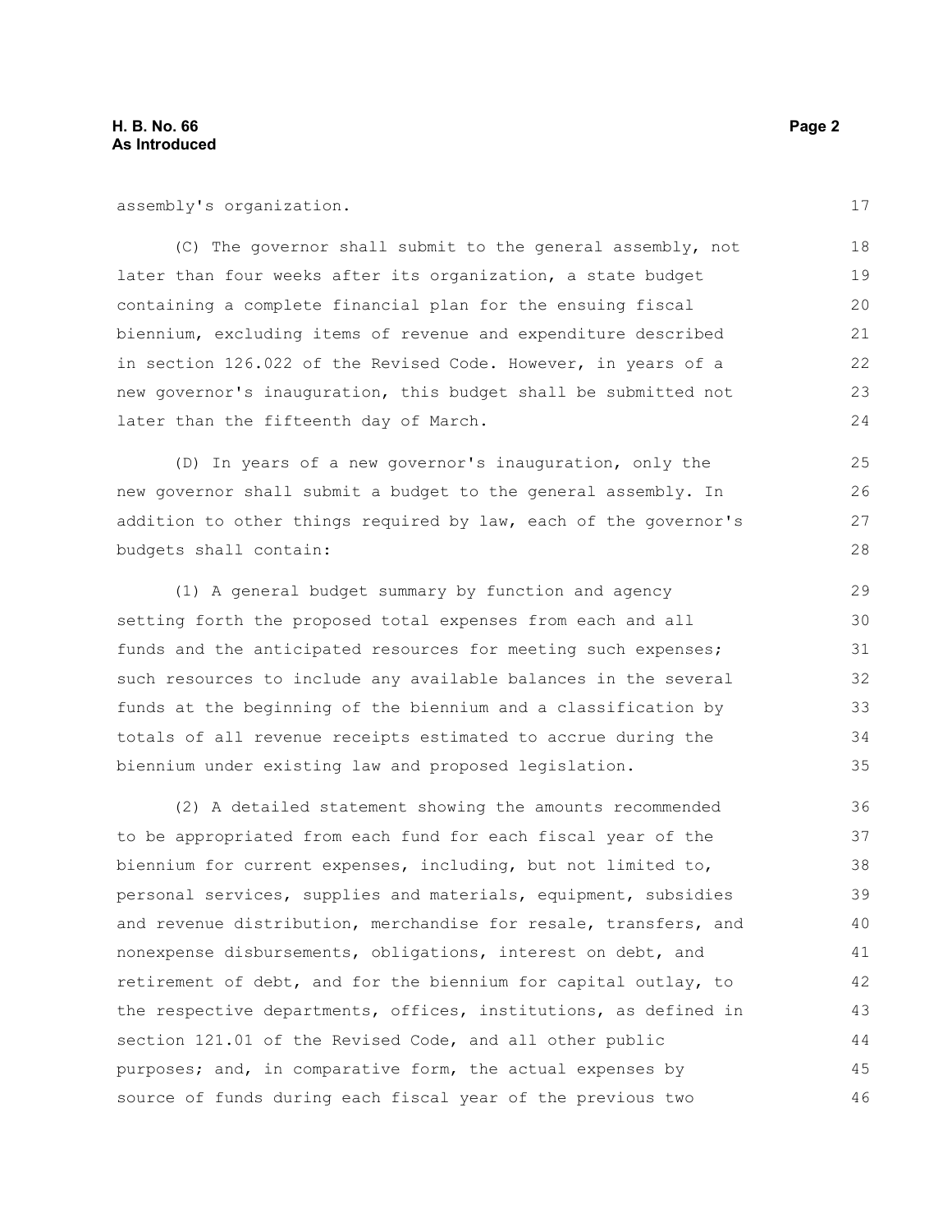assembly's organization.

(C) The governor shall submit to the general assembly, not later than four weeks after its organization, a state budget containing a complete financial plan for the ensuing fiscal biennium, excluding items of revenue and expenditure described in section 126.022 of the Revised Code. However, in years of a new governor's inauguration, this budget shall be submitted not later than the fifteenth day of March.

(D) In years of a new governor's inauguration, only the new governor shall submit a budget to the general assembly. In addition to other things required by law, each of the governor's budgets shall contain:

(1) A general budget summary by function and agency setting forth the proposed total expenses from each and all funds and the anticipated resources for meeting such expenses; such resources to include any available balances in the several funds at the beginning of the biennium and a classification by totals of all revenue receipts estimated to accrue during the biennium under existing law and proposed legislation.

(2) A detailed statement showing the amounts recommended to be appropriated from each fund for each fiscal year of the biennium for current expenses, including, but not limited to, personal services, supplies and materials, equipment, subsidies and revenue distribution, merchandise for resale, transfers, and nonexpense disbursements, obligations, interest on debt, and retirement of debt, and for the biennium for capital outlay, to the respective departments, offices, institutions, as defined in section 121.01 of the Revised Code, and all other public purposes; and, in comparative form, the actual expenses by source of funds during each fiscal year of the previous two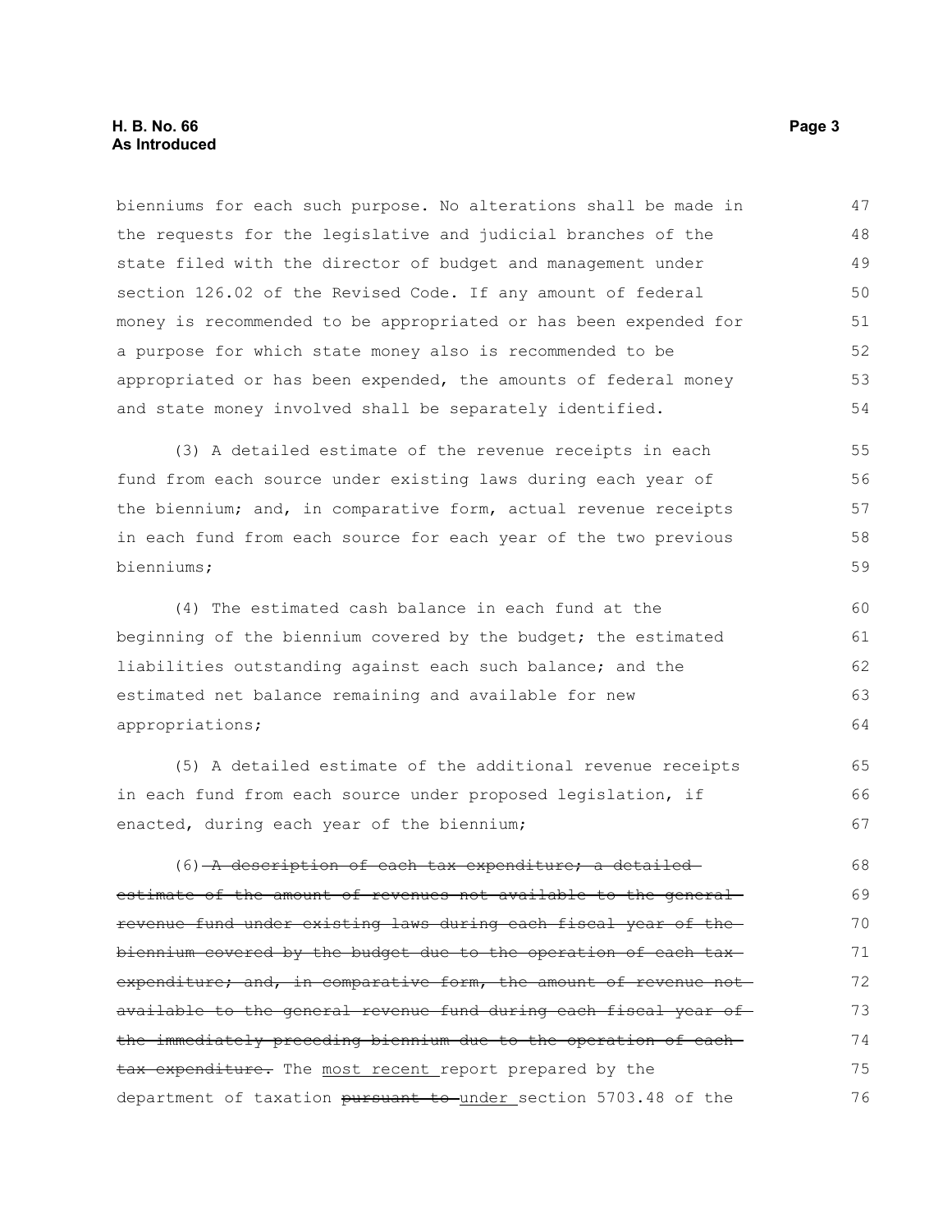bienniums for each such purpose. No alterations shall be made in the requests for the legislative and judicial branches of the state filed with the director of budget and management under section 126.02 of the Revised Code. If any amount of federal money is recommended to be appropriated or has been expended for a purpose for which state money also is recommended to be appropriated or has been expended, the amounts of federal money and state money involved shall be separately identified.

(3) A detailed estimate of the revenue receipts in each fund from each source under existing laws during each year of the biennium; and, in comparative form, actual revenue receipts in each fund from each source for each year of the two previous bienniums;

(4) The estimated cash balance in each fund at the beginning of the biennium covered by the budget; the estimated liabilities outstanding against each such balance; and the estimated net balance remaining and available for new appropriations;

(5) A detailed estimate of the additional revenue receipts in each fund from each source under proposed legislation, if enacted, during each year of the biennium;

(6) ~~A description of each tax expenditure; a detailed estimate of the amount of revenues not available to the general revenue fund under existing laws during each fiscal year of the biennium covered by the budget due to the operation of each tax expenditure; and, in comparative form, the amount of revenue not available to the general revenue fund during each fiscal year of the immediately preceding biennium due to the operation of each tax expenditure.~~ The <u>most recent</u> report prepared by the department of taxation ~~pursuant to~~ <u>under</u> section 5703.48 of the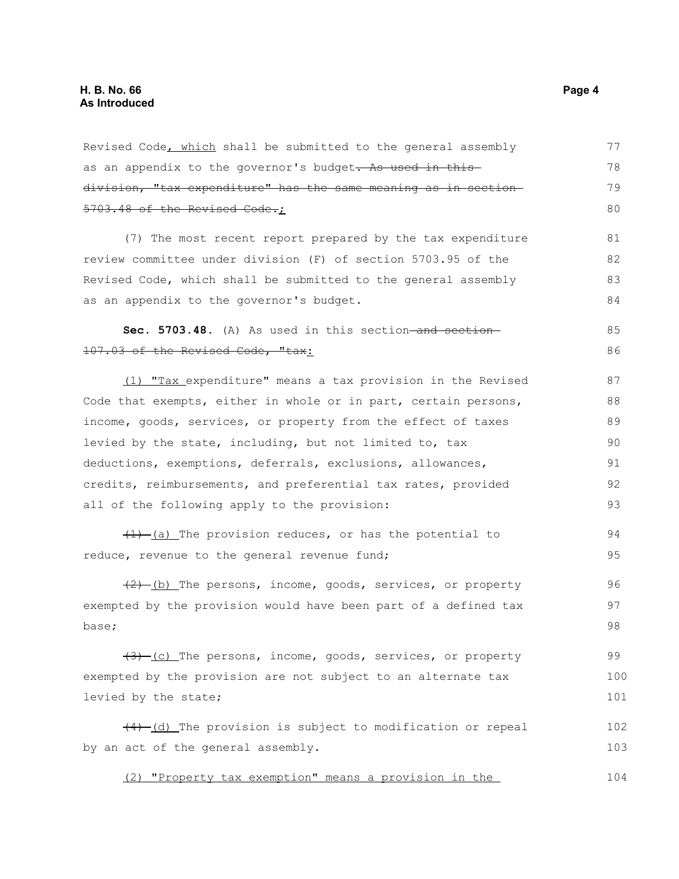Revised Code<u>, which</u> shall be submitted to the general assembly as an appendix to the governor's budget~~. As used in this division, "tax expenditure" has the same meaning as in section 5703.48 of the Revised Code.~~<u>;</u>

(7) The most recent report prepared by the tax expenditure review committee under division (F) of section 5703.95 of the Revised Code, which shall be submitted to the general assembly as an appendix to the governor's budget.

**Sec. 5703.48.** (A) As used in this section~~ and section 107.03 of the Revised Code, "tax~~<u>:</u>

<u>(1) "Tax </u>expenditure" means a tax provision in the Revised Code that exempts, either in whole or in part, certain persons, income, goods, services, or property from the effect of taxes levied by the state, including, but not limited to, tax deductions, exemptions, deferrals, exclusions, allowances, credits, reimbursements, and preferential tax rates, provided all of the following apply to the provision:

~~(1)~~ <u>(a) </u>The provision reduces, or has the potential to reduce, revenue to the general revenue fund;

~~(2)~~ <u>(b) </u>The persons, income, goods, services, or property exempted by the provision would have been part of a defined tax base;

~~(3)~~ <u>(c) </u>The persons, income, goods, services, or property exempted by the provision are not subject to an alternate tax levied by the state;

~~(4)~~ <u>(d) </u>The provision is subject to modification or repeal by an act of the general assembly.

<u>(2) "Property tax exemption" means a provision in the </u>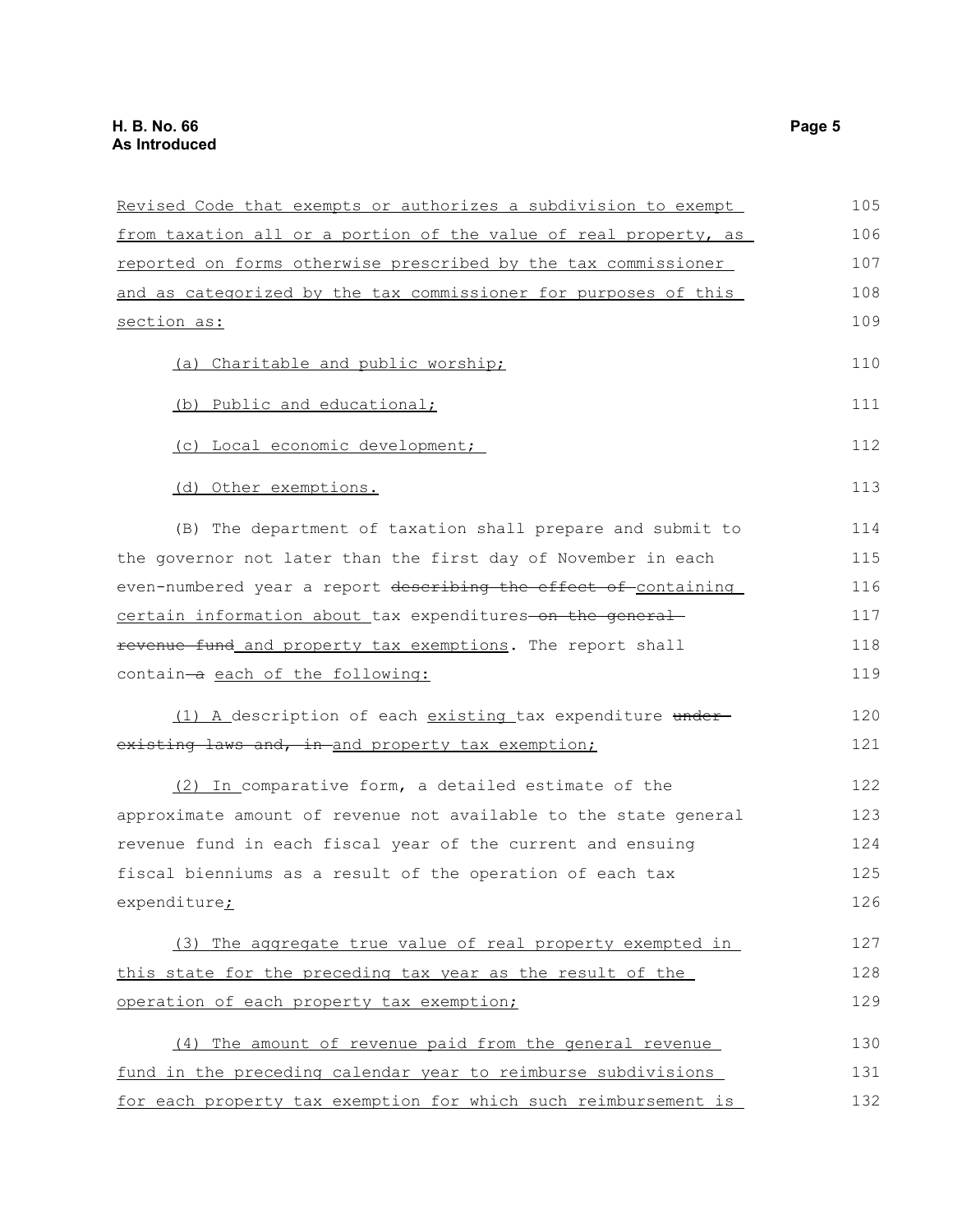Revised Code that exempts or authorizes a subdivision to exempt from taxation all or a portion of the value of real property, as reported on forms otherwise prescribed by the tax commissioner and as categorized by the tax commissioner for purposes of this section as:

(a) Charitable and public worship;

(b) Public and educational;

(c) Local economic development;

(d) Other exemptions.

(B) The department of taxation shall prepare and submit to the governor not later than the first day of November in each even-numbered year a report ~~describing the effect of~~ containing certain information about tax expenditures ~~on the general revenue fund~~ and property tax exemptions. The report shall contain ~~a~~ each of the following:

(1) A description of each existing tax expenditure ~~under existing laws and, in~~ and property tax exemption;

(2) In comparative form, a detailed estimate of the approximate amount of revenue not available to the state general revenue fund in each fiscal year of the current and ensuing fiscal bienniums as a result of the operation of each tax expenditure;

(3) The aggregate true value of real property exempted in this state for the preceding tax year as the result of the operation of each property tax exemption;

(4) The amount of revenue paid from the general revenue fund in the preceding calendar year to reimburse subdivisions for each property tax exemption for which such reimbursement is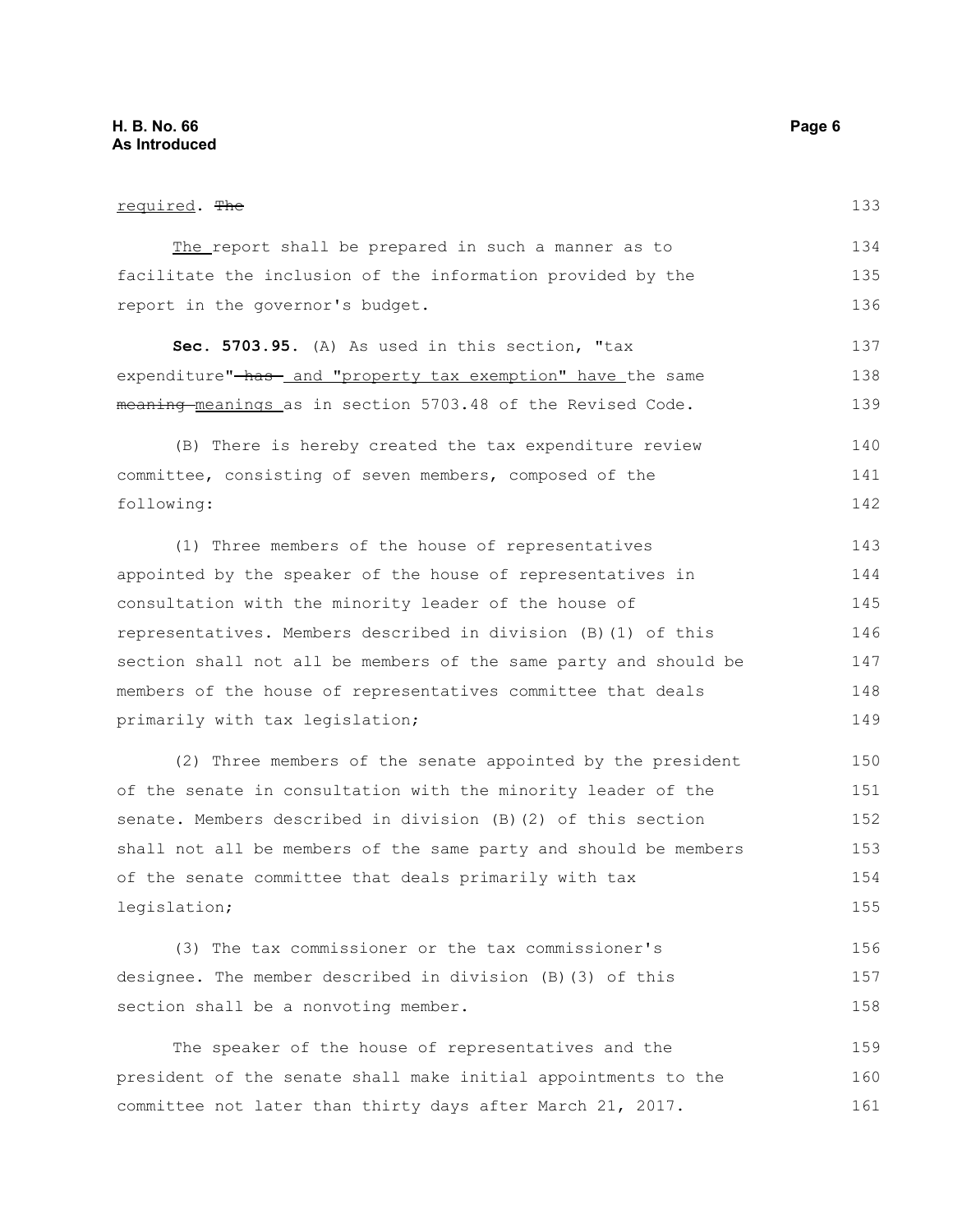required. ~~The~~

The report shall be prepared in such a manner as to facilitate the inclusion of the information provided by the report in the governor's budget.

**Sec. 5703.95.** (A) As used in this section, "tax expenditure" ~~has~~ and "property tax exemption" have the same ~~meaning~~ meanings as in section 5703.48 of the Revised Code.

(B) There is hereby created the tax expenditure review committee, consisting of seven members, composed of the following:

(1) Three members of the house of representatives appointed by the speaker of the house of representatives in consultation with the minority leader of the house of representatives. Members described in division (B)(1) of this section shall not all be members of the same party and should be members of the house of representatives committee that deals primarily with tax legislation;

(2) Three members of the senate appointed by the president of the senate in consultation with the minority leader of the senate. Members described in division (B)(2) of this section shall not all be members of the same party and should be members of the senate committee that deals primarily with tax legislation;

(3) The tax commissioner or the tax commissioner's designee. The member described in division (B)(3) of this section shall be a nonvoting member.

The speaker of the house of representatives and the president of the senate shall make initial appointments to the committee not later than thirty days after March 21, 2017.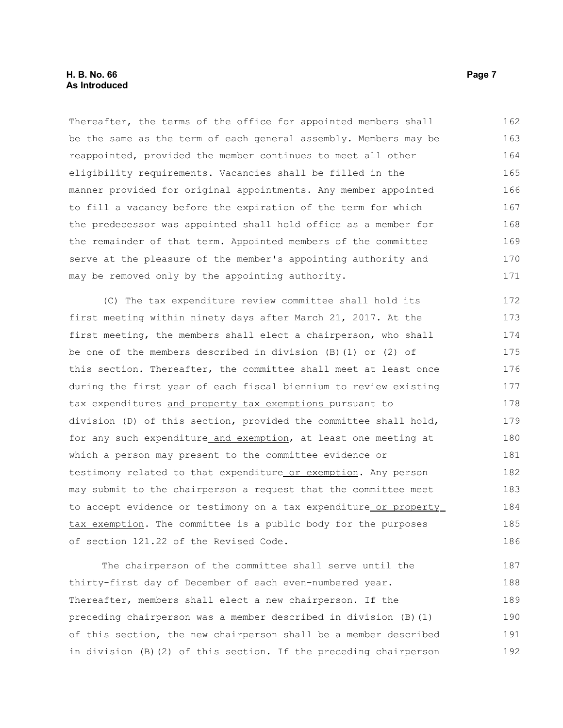Thereafter, the terms of the office for appointed members shall be the same as the term of each general assembly. Members may be reappointed, provided the member continues to meet all other eligibility requirements. Vacancies shall be filled in the manner provided for original appointments. Any member appointed to fill a vacancy before the expiration of the term for which the predecessor was appointed shall hold office as a member for the remainder of that term. Appointed members of the committee serve at the pleasure of the member's appointing authority and may be removed only by the appointing authority.

(C) The tax expenditure review committee shall hold its first meeting within ninety days after March 21, 2017. At the first meeting, the members shall elect a chairperson, who shall be one of the members described in division (B)(1) or (2) of this section. Thereafter, the committee shall meet at least once during the first year of each fiscal biennium to review existing tax expenditures <u>and property tax exemptions</u> pursuant to division (D) of this section, provided the committee shall hold, for any such expenditure<u> and exemption</u>, at least one meeting at which a person may present to the committee evidence or testimony related to that expenditure<u> or exemption</u>. Any person may submit to the chairperson a request that the committee meet to accept evidence or testimony on a tax expenditure<u> or property tax exemption</u>. The committee is a public body for the purposes of section 121.22 of the Revised Code.

The chairperson of the committee shall serve until the thirty-first day of December of each even-numbered year. Thereafter, members shall elect a new chairperson. If the preceding chairperson was a member described in division (B)(1) of this section, the new chairperson shall be a member described in division (B)(2) of this section. If the preceding chairperson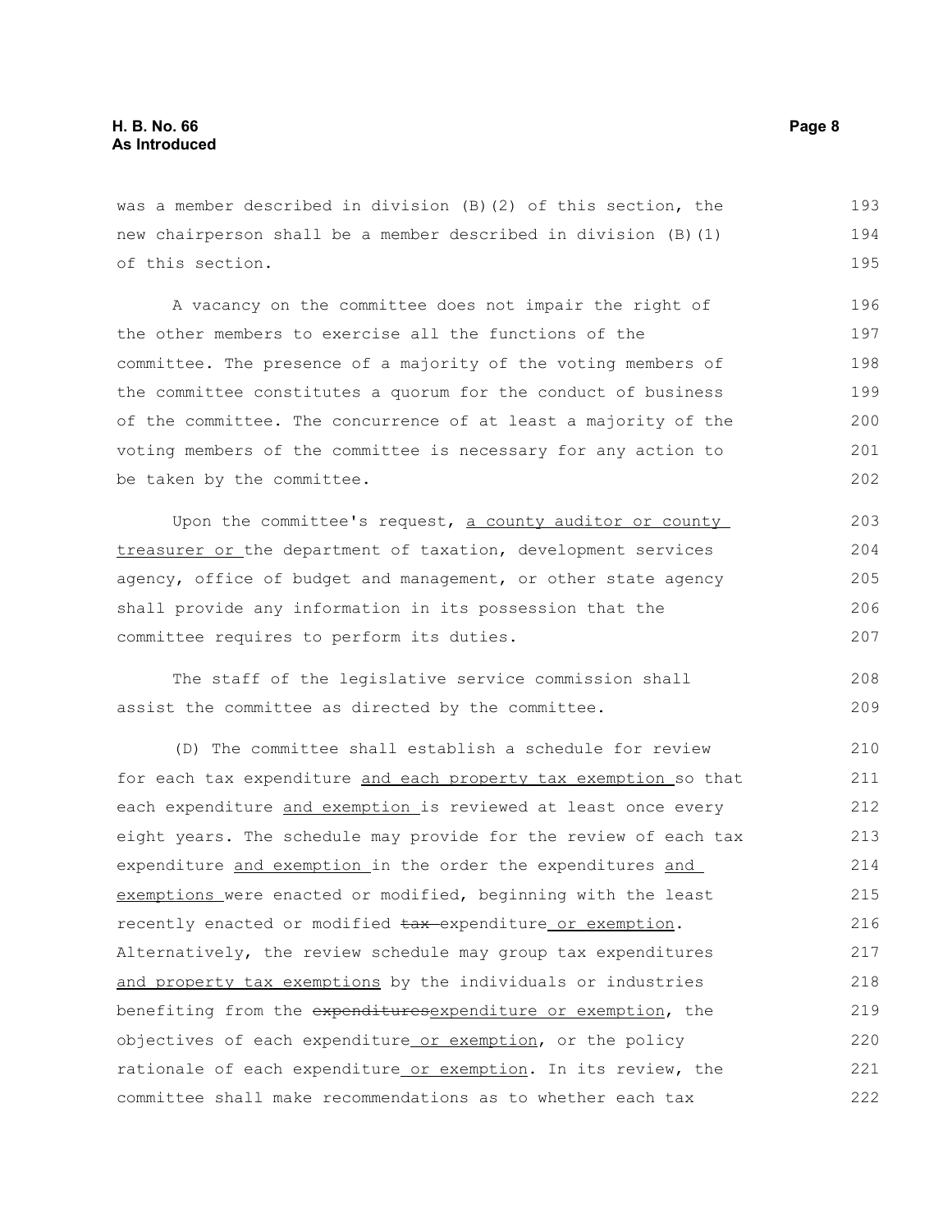was a member described in division (B)(2) of this section, the new chairperson shall be a member described in division (B)(1) of this section.

A vacancy on the committee does not impair the right of the other members to exercise all the functions of the committee. The presence of a majority of the voting members of the committee constitutes a quorum for the conduct of business of the committee. The concurrence of at least a majority of the voting members of the committee is necessary for any action to be taken by the committee.

Upon the committee's request, <u>a county auditor or county treasurer or</u> the department of taxation, development services agency, office of budget and management, or other state agency shall provide any information in its possession that the committee requires to perform its duties.

The staff of the legislative service commission shall assist the committee as directed by the committee.

(D) The committee shall establish a schedule for review for each tax expenditure <u>and each property tax exemption</u> so that each expenditure <u>and exemption</u> is reviewed at least once every eight years. The schedule may provide for the review of each tax expenditure <u>and exemption</u> in the order the expenditures <u>and exemptions</u> were enacted or modified, beginning with the least recently enacted or modified ~~tax~~ expenditure <u>or exemption</u>. Alternatively, the review schedule may group tax expenditures <u>and property tax exemptions</u> by the individuals or industries benefiting from the ~~expenditures~~<u>expenditure or exemption</u>, the objectives of each expenditure <u>or exemption</u>, or the policy rationale of each expenditure <u>or exemption</u>. In its review, the committee shall make recommendations as to whether each tax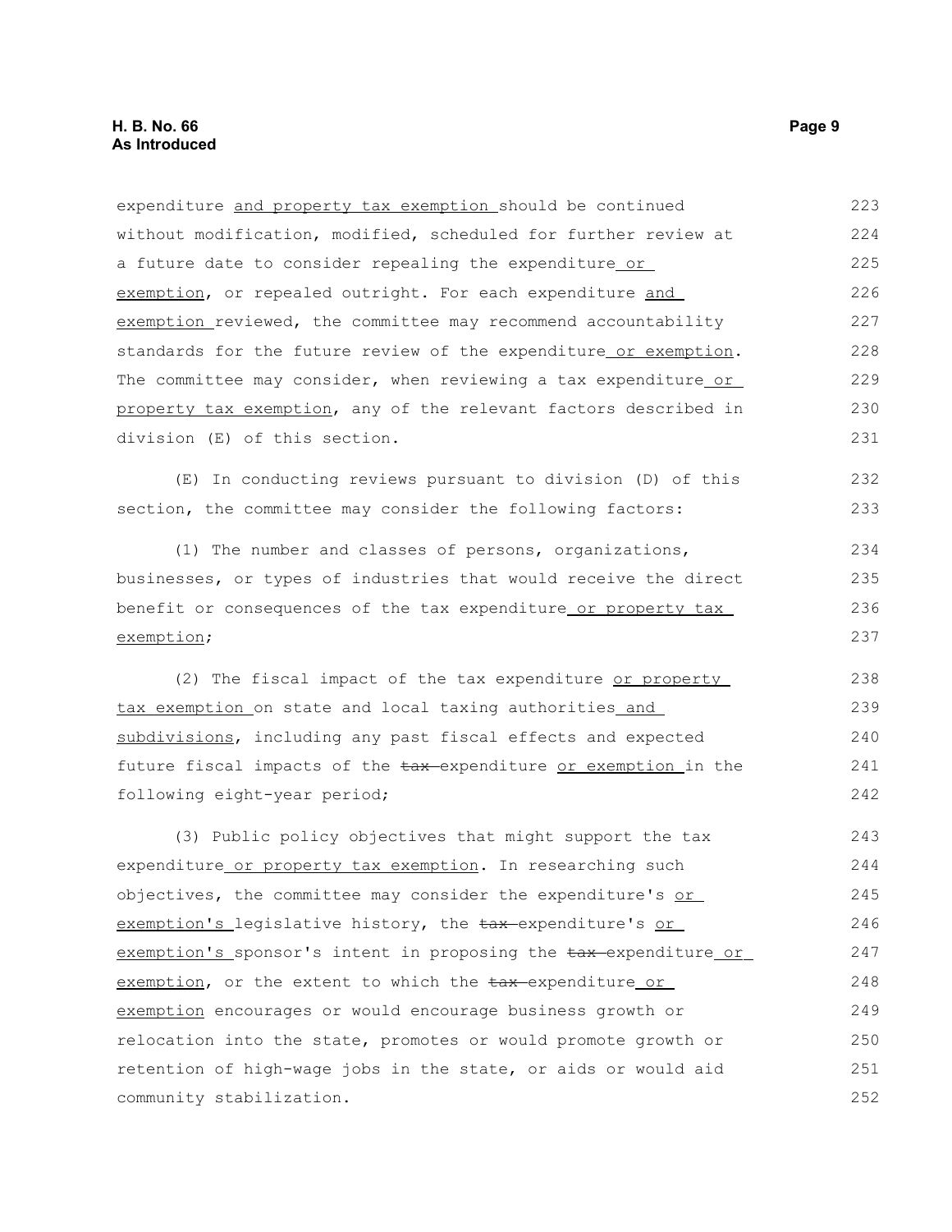expenditure and property tax exemption should be continued without modification, modified, scheduled for further review at a future date to consider repealing the expenditure or exemption, or repealed outright. For each expenditure and exemption reviewed, the committee may recommend accountability standards for the future review of the expenditure or exemption. The committee may consider, when reviewing a tax expenditure or property tax exemption, any of the relevant factors described in division (E) of this section.

(E) In conducting reviews pursuant to division (D) of this section, the committee may consider the following factors:

(1) The number and classes of persons, organizations, businesses, or types of industries that would receive the direct benefit or consequences of the tax expenditure or property tax exemption;

(2) The fiscal impact of the tax expenditure or property tax exemption on state and local taxing authorities and subdivisions, including any past fiscal effects and expected future fiscal impacts of the ~~tax~~ expenditure or exemption in the following eight-year period;

(3) Public policy objectives that might support the tax expenditure or property tax exemption. In researching such objectives, the committee may consider the expenditure's or exemption's legislative history, the ~~tax~~ expenditure's or exemption's sponsor's intent in proposing the ~~tax~~ expenditure or exemption, or the extent to which the ~~tax~~ expenditure or exemption encourages or would encourage business growth or relocation into the state, promotes or would promote growth or retention of high-wage jobs in the state, or aids or would aid community stabilization.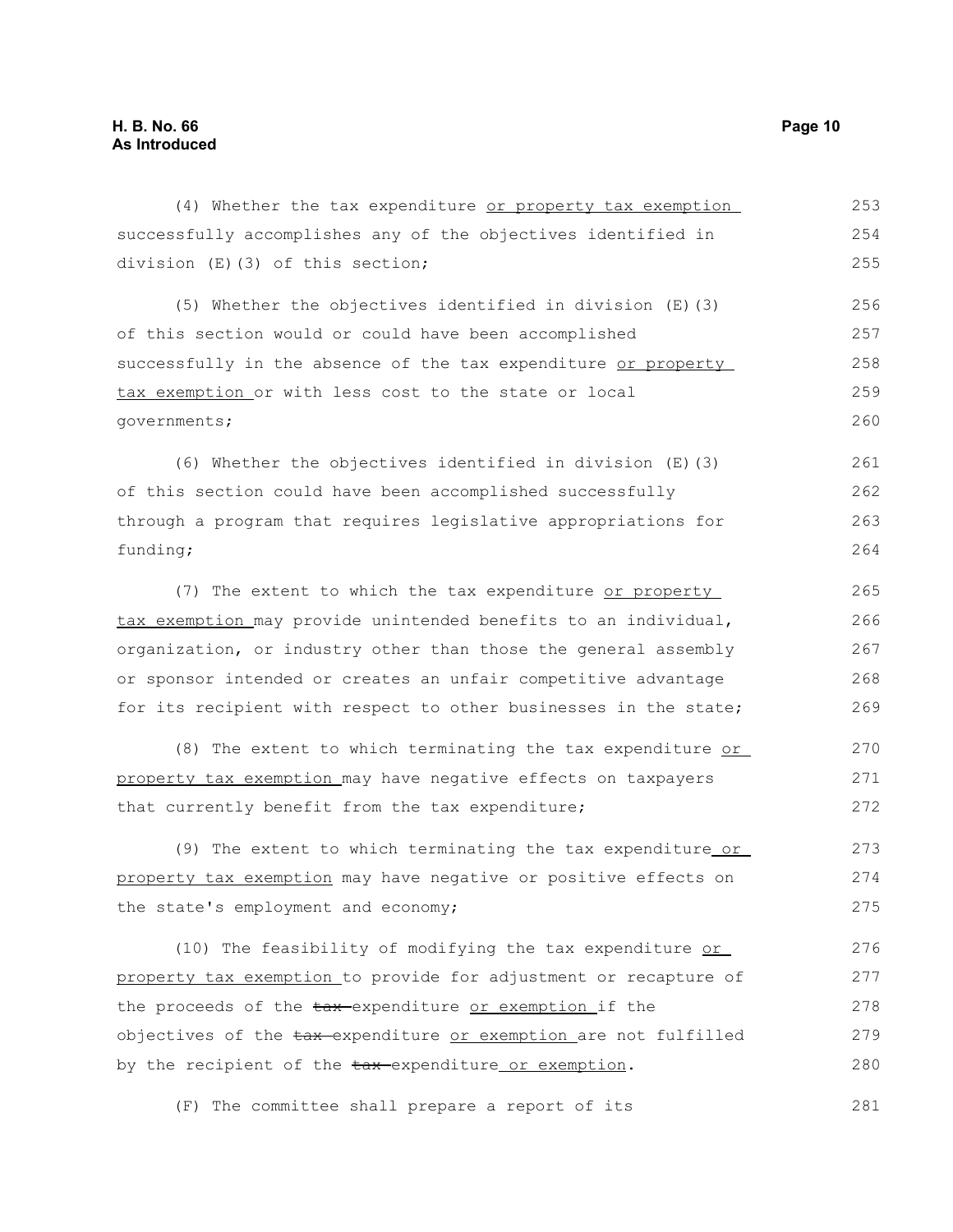(4) Whether the tax expenditure or property tax exemption successfully accomplishes any of the objectives identified in division (E)(3) of this section;

(5) Whether the objectives identified in division (E)(3) of this section would or could have been accomplished successfully in the absence of the tax expenditure or property tax exemption or with less cost to the state or local governments;

(6) Whether the objectives identified in division (E)(3) of this section could have been accomplished successfully through a program that requires legislative appropriations for funding;

(7) The extent to which the tax expenditure or property tax exemption may provide unintended benefits to an individual, organization, or industry other than those the general assembly or sponsor intended or creates an unfair competitive advantage for its recipient with respect to other businesses in the state;

(8) The extent to which terminating the tax expenditure or property tax exemption may have negative effects on taxpayers that currently benefit from the tax expenditure;

(9) The extent to which terminating the tax expenditure or property tax exemption may have negative or positive effects on the state's employment and economy;

(10) The feasibility of modifying the tax expenditure or property tax exemption to provide for adjustment or recapture of the proceeds of the ~~tax~~ expenditure or exemption if the objectives of the ~~tax~~ expenditure or exemption are not fulfilled by the recipient of the ~~tax~~ expenditure or exemption.

(F) The committee shall prepare a report of its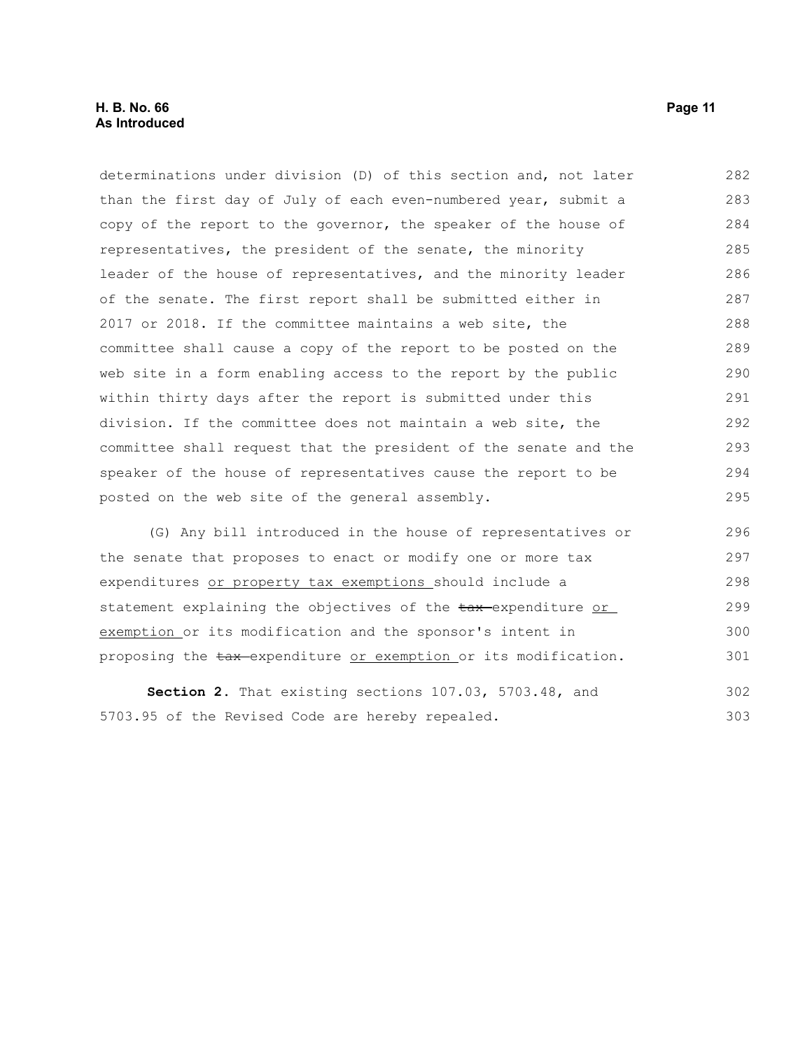determinations under division (D) of this section and, not later than the first day of July of each even-numbered year, submit a copy of the report to the governor, the speaker of the house of representatives, the president of the senate, the minority leader of the house of representatives, and the minority leader of the senate. The first report shall be submitted either in 2017 or 2018. If the committee maintains a web site, the committee shall cause a copy of the report to be posted on the web site in a form enabling access to the report by the public within thirty days after the report is submitted under this division. If the committee does not maintain a web site, the committee shall request that the president of the senate and the speaker of the house of representatives cause the report to be posted on the web site of the general assembly.

(G) Any bill introduced in the house of representatives or the senate that proposes to enact or modify one or more tax expenditures <u>or property tax exemptions</u> should include a statement explaining the objectives of the ~~tax~~ expenditure <u>or exemption</u> or its modification and the sponsor's intent in proposing the ~~tax~~ expenditure <u>or exemption</u> or its modification.

**Section 2.** That existing sections 107.03, 5703.48, and 5703.95 of the Revised Code are hereby repealed.